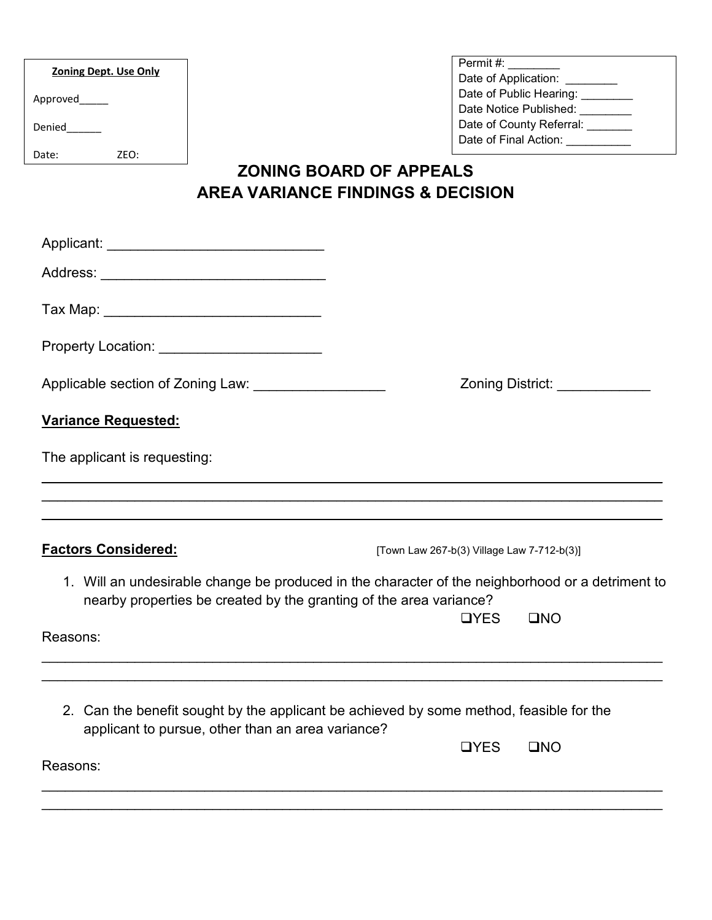**Zoning Dept. Use Only**

Approved_____

Denied______

Date: ZEO:

Permit #: ________
Date of Application: ________
Date of Public Hearing: ________
Date Notice Published: ________
Date of County Referral: _______
Date of Final Action: __________

# ZONING BOARD OF APPEALS
# AREA VARIANCE FINDINGS & DECISION

Applicant: ____________________________

Address: _____________________________

Tax Map: ____________________________

Property Location: _____________________

Applicable section of Zoning Law: _________________ Zoning District: ____________

**Variance Requested:**

The applicant is requesting:

________________________________________________________________________________
________________________________________________________________________________
________________________________________________________________________________

**Factors Considered:** [Town Law 267-b(3) Village Law 7-712-b(3)]

1. Will an undesirable change be produced in the character of the neighborhood or a detriment to nearby properties be created by the granting of the area variance?

   ❑YES ❑NO

Reasons:

________________________________________________________________________________
________________________________________________________________________________

2. Can the benefit sought by the applicant be achieved by some method, feasible for the applicant to pursue, other than an area variance?

   ❑YES ❑NO

Reasons:

________________________________________________________________________________
________________________________________________________________________________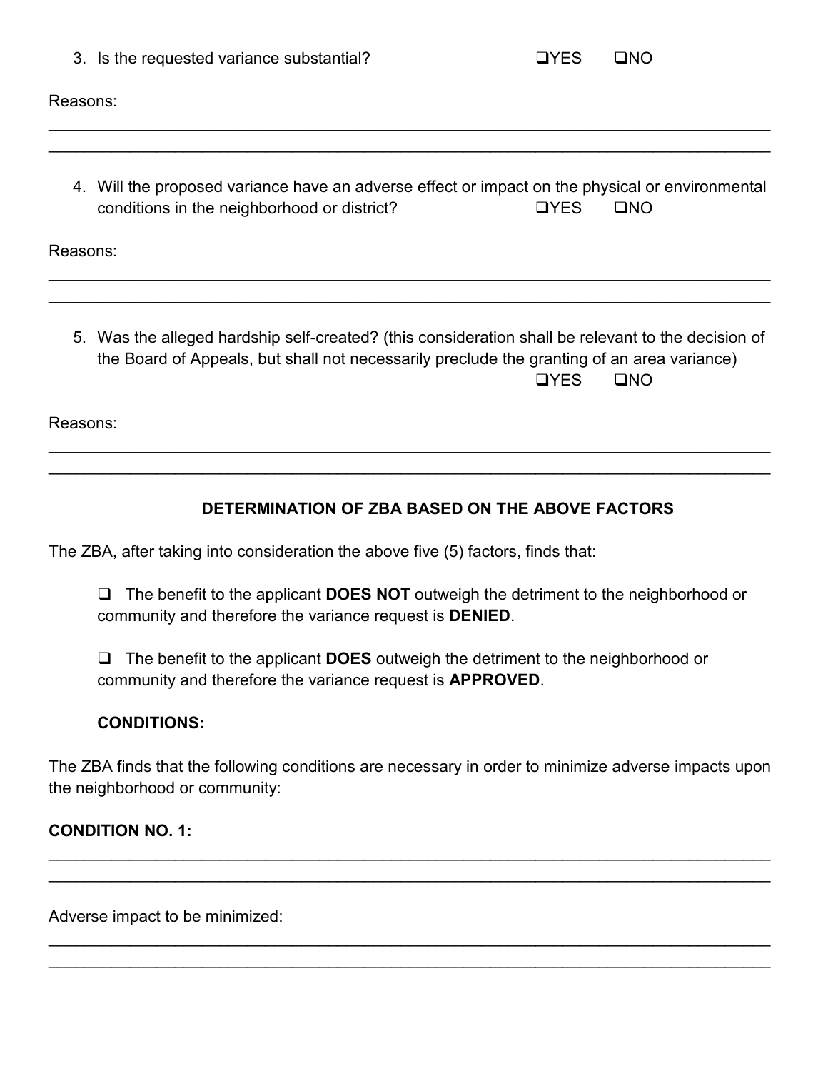3. Is the requested variance substantial? ❑YES ❑NO

Reasons:

\_\_\_\_\_\_\_\_\_\_\_\_\_\_\_\_\_\_\_\_\_\_\_\_\_\_\_\_\_\_\_\_\_\_\_\_\_\_\_\_\_\_\_\_\_\_\_\_\_\_\_\_\_\_\_\_\_\_\_\_\_\_\_\_\_\_\_\_\_\_\_\_\_\_\_\_

\_\_\_\_\_\_\_\_\_\_\_\_\_\_\_\_\_\_\_\_\_\_\_\_\_\_\_\_\_\_\_\_\_\_\_\_\_\_\_\_\_\_\_\_\_\_\_\_\_\_\_\_\_\_\_\_\_\_\_\_\_\_\_\_\_\_\_\_\_\_\_\_\_\_\_\_

4. Will the proposed variance have an adverse effect or impact on the physical or environmental conditions in the neighborhood or district? ❑YES ❑NO

Reasons:

\_\_\_\_\_\_\_\_\_\_\_\_\_\_\_\_\_\_\_\_\_\_\_\_\_\_\_\_\_\_\_\_\_\_\_\_\_\_\_\_\_\_\_\_\_\_\_\_\_\_\_\_\_\_\_\_\_\_\_\_\_\_\_\_\_\_\_\_\_\_\_\_\_\_\_\_

\_\_\_\_\_\_\_\_\_\_\_\_\_\_\_\_\_\_\_\_\_\_\_\_\_\_\_\_\_\_\_\_\_\_\_\_\_\_\_\_\_\_\_\_\_\_\_\_\_\_\_\_\_\_\_\_\_\_\_\_\_\_\_\_\_\_\_\_\_\_\_\_\_\_\_\_

5. Was the alleged hardship self-created? (this consideration shall be relevant to the decision of the Board of Appeals, but shall not necessarily preclude the granting of an area variance) ❑YES ❑NO

Reasons:

\_\_\_\_\_\_\_\_\_\_\_\_\_\_\_\_\_\_\_\_\_\_\_\_\_\_\_\_\_\_\_\_\_\_\_\_\_\_\_\_\_\_\_\_\_\_\_\_\_\_\_\_\_\_\_\_\_\_\_\_\_\_\_\_\_\_\_\_\_\_\_\_\_\_\_\_

\_\_\_\_\_\_\_\_\_\_\_\_\_\_\_\_\_\_\_\_\_\_\_\_\_\_\_\_\_\_\_\_\_\_\_\_\_\_\_\_\_\_\_\_\_\_\_\_\_\_\_\_\_\_\_\_\_\_\_\_\_\_\_\_\_\_\_\_\_\_\_\_\_\_\_\_

## DETERMINATION OF ZBA BASED ON THE ABOVE FACTORS

The ZBA, after taking into consideration the above five (5) factors, finds that:

❑ The benefit to the applicant **DOES NOT** outweigh the detriment to the neighborhood or community and therefore the variance request is **DENIED**.

❑ The benefit to the applicant **DOES** outweigh the detriment to the neighborhood or community and therefore the variance request is **APPROVED**.

**CONDITIONS:**

The ZBA finds that the following conditions are necessary in order to minimize adverse impacts upon the neighborhood or community:

**CONDITION NO. 1:**

\_\_\_\_\_\_\_\_\_\_\_\_\_\_\_\_\_\_\_\_\_\_\_\_\_\_\_\_\_\_\_\_\_\_\_\_\_\_\_\_\_\_\_\_\_\_\_\_\_\_\_\_\_\_\_\_\_\_\_\_\_\_\_\_\_\_\_\_\_\_\_\_\_\_\_\_

\_\_\_\_\_\_\_\_\_\_\_\_\_\_\_\_\_\_\_\_\_\_\_\_\_\_\_\_\_\_\_\_\_\_\_\_\_\_\_\_\_\_\_\_\_\_\_\_\_\_\_\_\_\_\_\_\_\_\_\_\_\_\_\_\_\_\_\_\_\_\_\_\_\_\_\_

Adverse impact to be minimized:

\_\_\_\_\_\_\_\_\_\_\_\_\_\_\_\_\_\_\_\_\_\_\_\_\_\_\_\_\_\_\_\_\_\_\_\_\_\_\_\_\_\_\_\_\_\_\_\_\_\_\_\_\_\_\_\_\_\_\_\_\_\_\_\_\_\_\_\_\_\_\_\_\_\_\_\_

\_\_\_\_\_\_\_\_\_\_\_\_\_\_\_\_\_\_\_\_\_\_\_\_\_\_\_\_\_\_\_\_\_\_\_\_\_\_\_\_\_\_\_\_\_\_\_\_\_\_\_\_\_\_\_\_\_\_\_\_\_\_\_\_\_\_\_\_\_\_\_\_\_\_\_\_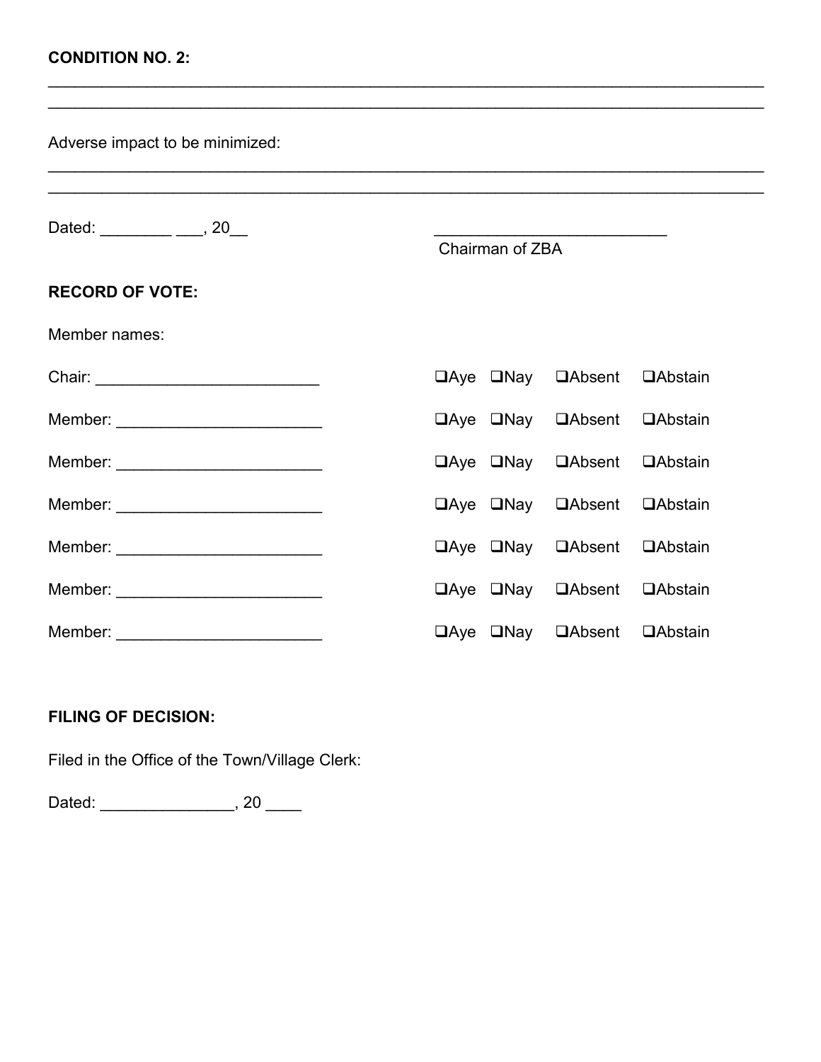**CONDITION NO. 2:**

______________________________________________________________________________
______________________________________________________________________________

Adverse impact to be minimized:

______________________________________________________________________________
______________________________________________________________________________

Dated: ________ ___, 20__

__________________________
Chairman of ZBA

**RECORD OF VOTE:**

Member names:

| | | | | |
|---|---|---|---|---|
| Chair: ________________________ | ❑Aye | ❑Nay | ❑Absent | ❑Abstain |
| Member: ______________________ | ❑Aye | ❑Nay | ❑Absent | ❑Abstain |
| Member: ______________________ | ❑Aye | ❑Nay | ❑Absent | ❑Abstain |
| Member: ______________________ | ❑Aye | ❑Nay | ❑Absent | ❑Abstain |
| Member: ______________________ | ❑Aye | ❑Nay | ❑Absent | ❑Abstain |
| Member: ______________________ | ❑Aye | ❑Nay | ❑Absent | ❑Abstain |
| Member: ______________________ | ❑Aye | ❑Nay | ❑Absent | ❑Abstain |

**FILING OF DECISION:**

Filed in the Office of the Town/Village Clerk:

Dated: _______________, 20 ____